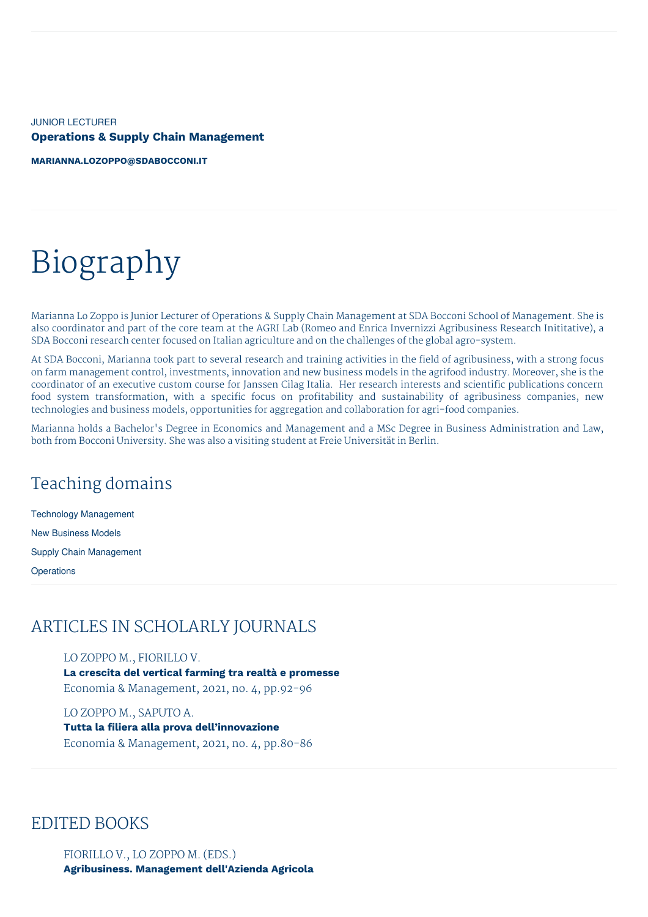JUNIOR LECTURER

**Operations & Supply Chain Management**

**MARIANNA.LOZOPPO@SDABOCCONI.IT**

# Biography

Marianna Lo Zoppo is Junior Lecturer of Operations & Supply Chain Management at SDA Bocconi School of Management. She is also coordinator and part of the core team at the AGRI Lab (Romeo and Enrica Invernizzi Agribusiness Research Inititative), a SDA Bocconi research center focused on Italian agriculture and on the challenges of the global agro-system.

At SDA Bocconi, Marianna took part to several research and training activities in the field of agribusiness, with a strong focus on farm management control, investments, innovation and new business models in the agrifood industry. Moreover, she is the coordinator of an executive custom course for Janssen Cilag Italia. Her research interests and scientific publications concern food system transformation, with a specific focus on profitability and sustainability of agribusiness companies, new technologies and business models, opportunities for aggregation and collaboration for agri-food companies.

Marianna holds a Bachelor's Degree in Economics and Management and a MSc Degree in Business Administration and Law, both from Bocconi University. She was also a visiting student at Freie Universität in Berlin.

## Teaching domains

Technology Management

New Business Models

Supply Chain Management

Operations

## ARTICLES IN SCHOLARLY JOURNALS

LO ZOPPO M., FIORILLO V.
**La crescita del vertical farming tra realtà e promesse**
Economia & Management, 2021, no. 4, pp.92-96

LO ZOPPO M., SAPUTO A.
**Tutta la filiera alla prova dell'innovazione**
Economia & Management, 2021, no. 4, pp.80-86

## EDITED BOOKS

FIORILLO V., LO ZOPPO M. (EDS.)
**Agribusiness. Management dell'Azienda Agricola**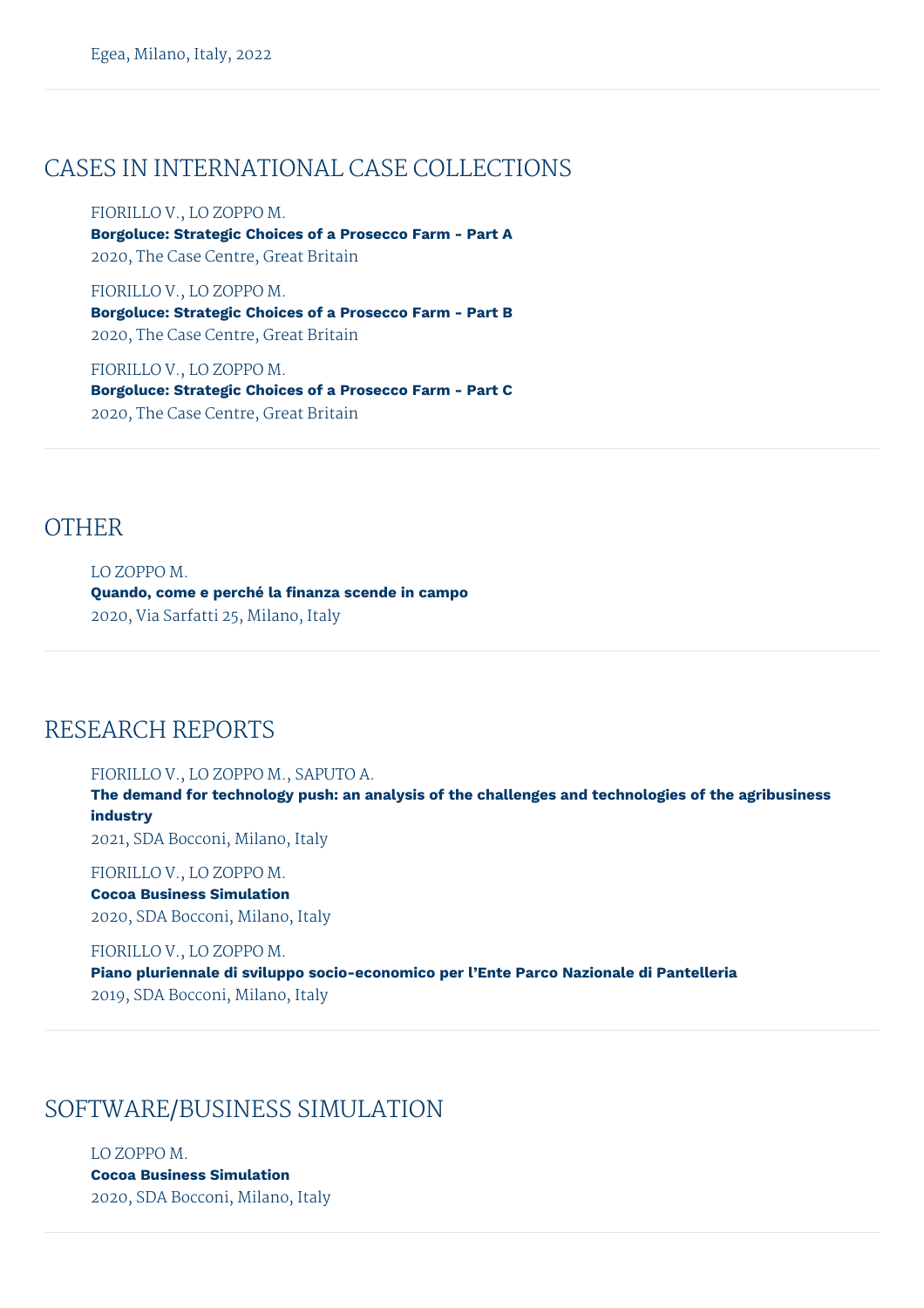Egea, Milano, Italy, 2022

## CASES IN INTERNATIONAL CASE COLLECTIONS

FIORILLO V., LO ZOPPO M.
**Borgoluce: Strategic Choices of a Prosecco Farm - Part A**
2020, The Case Centre, Great Britain

FIORILLO V., LO ZOPPO M.
**Borgoluce: Strategic Choices of a Prosecco Farm - Part B**
2020, The Case Centre, Great Britain

FIORILLO V., LO ZOPPO M.
**Borgoluce: Strategic Choices of a Prosecco Farm - Part C**
2020, The Case Centre, Great Britain

## OTHER

LO ZOPPO M.
**Quando, come e perché la finanza scende in campo**
2020, Via Sarfatti 25, Milano, Italy

## RESEARCH REPORTS

FIORILLO V., LO ZOPPO M., SAPUTO A.
**The demand for technology push: an analysis of the challenges and technologies of the agribusiness industry**
2021, SDA Bocconi, Milano, Italy

FIORILLO V., LO ZOPPO M.
**Cocoa Business Simulation**
2020, SDA Bocconi, Milano, Italy

FIORILLO V., LO ZOPPO M.
**Piano pluriennale di sviluppo socio-economico per l'Ente Parco Nazionale di Pantelleria**
2019, SDA Bocconi, Milano, Italy

## SOFTWARE/BUSINESS SIMULATION

LO ZOPPO M.
**Cocoa Business Simulation**
2020, SDA Bocconi, Milano, Italy